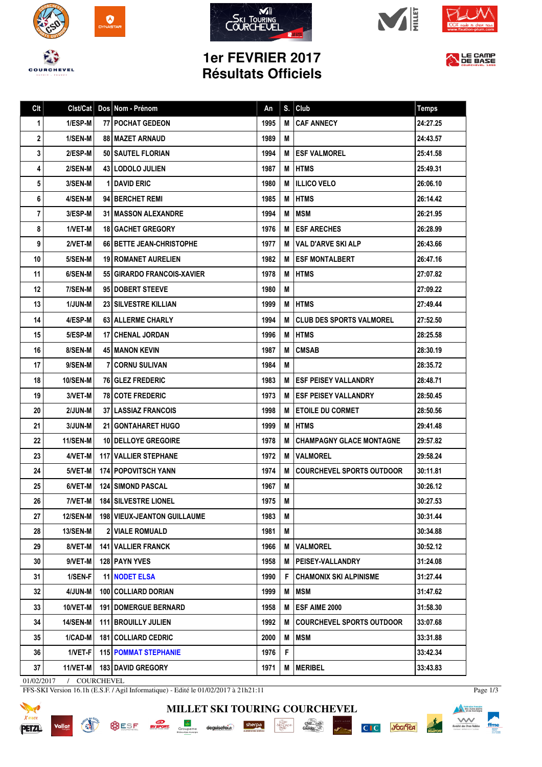# 1er FEVRIER 2017
# Résultats Officiels

| Clt | Clst/Cat | Dos | Nom - Prénom | An | S. | Club | Temps |
|---|---|---|---|---|---|---|---|
| 1 | 1/ESP-M | 77 | POCHAT GEDEON | 1995 | M | CAF ANNECY | 24:27.25 |
| 2 | 1/SEN-M | 88 | MAZET ARNAUD | 1989 | M | | 24:43.57 |
| 3 | 2/ESP-M | 50 | SAUTEL FLORIAN | 1994 | M | ESF VALMOREL | 25:41.58 |
| 4 | 2/SEN-M | 43 | LODOLO JULIEN | 1987 | M | HTMS | 25:49.31 |
| 5 | 3/SEN-M | 1 | DAVID ERIC | 1980 | M | ILLICO VELO | 26:06.10 |
| 6 | 4/SEN-M | 94 | BERCHET REMI | 1985 | M | HTMS | 26:14.42 |
| 7 | 3/ESP-M | 31 | MASSON ALEXANDRE | 1994 | M | MSM | 26:21.95 |
| 8 | 1/VET-M | 18 | GACHET GREGORY | 1976 | M | ESF ARECHES | 26:28.99 |
| 9 | 2/VET-M | 66 | BETTE JEAN-CHRISTOPHE | 1977 | M | VAL D'ARVE SKI ALP | 26:43.66 |
| 10 | 5/SEN-M | 19 | ROMANET AURELIEN | 1982 | M | ESF MONTALBERT | 26:47.16 |
| 11 | 6/SEN-M | 55 | GIRARDO FRANCOIS-XAVIER | 1978 | M | HTMS | 27:07.82 |
| 12 | 7/SEN-M | 95 | DOBERT STEEVE | 1980 | M | | 27:09.22 |
| 13 | 1/JUN-M | 23 | SILVESTRE KILLIAN | 1999 | M | HTMS | 27:49.44 |
| 14 | 4/ESP-M | 63 | ALLERME CHARLY | 1994 | M | CLUB DES SPORTS VALMOREL | 27:52.50 |
| 15 | 5/ESP-M | 17 | CHENAL JORDAN | 1996 | M | HTMS | 28:25.58 |
| 16 | 8/SEN-M | 45 | MANON KEVIN | 1987 | M | CMSAB | 28:30.19 |
| 17 | 9/SEN-M | 7 | CORNU SULIVAN | 1984 | M | | 28:35.72 |
| 18 | 10/SEN-M | 76 | GLEZ FREDERIC | 1983 | M | ESF PEISEY VALLANDRY | 28:48.71 |
| 19 | 3/VET-M | 78 | COTE FREDERIC | 1973 | M | ESF PEISEY VALLANDRY | 28:50.45 |
| 20 | 2/JUN-M | 37 | LASSIAZ FRANCOIS | 1998 | M | ETOILE DU CORMET | 28:50.56 |
| 21 | 3/JUN-M | 21 | GONTAHARET HUGO | 1999 | M | HTMS | 29:41.48 |
| 22 | 11/SEN-M | 10 | DELLOYE GREGOIRE | 1978 | M | CHAMPAGNY GLACE MONTAGNE | 29:57.82 |
| 23 | 4/VET-M | 117 | VALLIER STEPHANE | 1972 | M | VALMOREL | 29:58.24 |
| 24 | 5/VET-M | 174 | POPOVITSCH YANN | 1974 | M | COURCHEVEL SPORTS OUTDOOR | 30:11.81 |
| 25 | 6/VET-M | 124 | SIMOND PASCAL | 1967 | M | | 30:26.12 |
| 26 | 7/VET-M | 184 | SILVESTRE LIONEL | 1975 | M | | 30:27.53 |
| 27 | 12/SEN-M | 198 | VIEUX-JEANTON GUILLAUME | 1983 | M | | 30:31.44 |
| 28 | 13/SEN-M | 2 | VIALE ROMUALD | 1981 | M | | 30:34.88 |
| 29 | 8/VET-M | 141 | VALLIER FRANCK | 1966 | M | VALMOREL | 30:52.12 |
| 30 | 9/VET-M | 128 | PAYN YVES | 1958 | M | PEISEY-VALLANDRY | 31:24.08 |
| 31 | 1/SEN-F | 11 | NODET ELSA | 1990 | F | CHAMONIX SKI ALPINISME | 31:27.44 |
| 32 | 4/JUN-M | 100 | COLLIARD DORIAN | 1999 | M | MSM | 31:47.62 |
| 33 | 10/VET-M | 191 | DOMERGUE BERNARD | 1958 | M | ESF AIME 2000 | 31:58.30 |
| 34 | 14/SEN-M | 111 | BROUILLY JULIEN | 1992 | M | COURCHEVEL SPORTS OUTDOOR | 33:07.68 |
| 35 | 1/CAD-M | 181 | COLLIARD CEDRIC | 2000 | M | MSM | 33:31.88 |
| 36 | 1/VET-F | 115 | POMMAT STEPHANIE | 1976 | F | | 33:42.34 |
| 37 | 11/VET-M | 183 | DAVID GREGORY | 1971 | M | MERIBEL | 33:43.83 |

01/02/2017 / COURCHEVEL

FFS-SKI Version 16.1h (E.S.F. / Agil Informatique) - Edité le 01/02/2017 à 21h21:11

MILLET SKI TOURING COURCHEVEL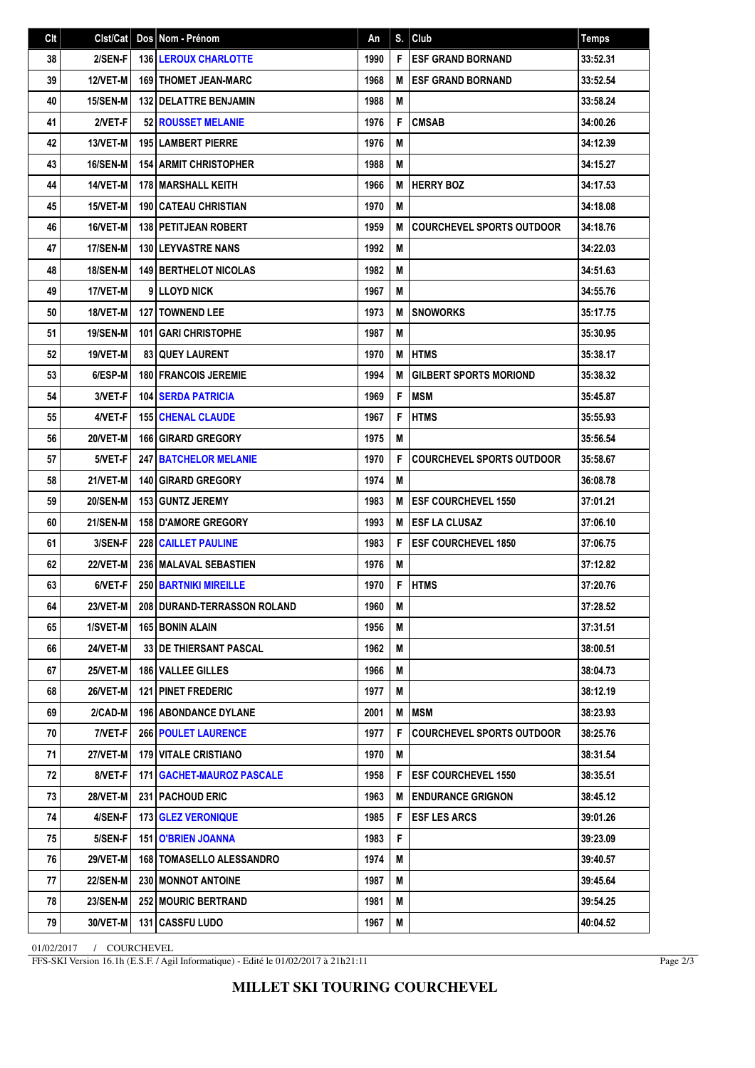| Clt | Clst/Cat | Dos | Nom - Prénom | An | S. | Club | Temps |
|---|---|---|---|---|---|---|---|
| 38 | 2/SEN-F | 136 | LEROUX CHARLOTTE | 1990 | F | ESF GRAND BORNAND | 33:52.31 |
| 39 | 12/VET-M | 169 | THOMET JEAN-MARC | 1968 | M | ESF GRAND BORNAND | 33:52.54 |
| 40 | 15/SEN-M | 132 | DELATTRE BENJAMIN | 1988 | M | | 33:58.24 |
| 41 | 2/VET-F | 52 | ROUSSET MELANIE | 1976 | F | CMSAB | 34:00.26 |
| 42 | 13/VET-M | 195 | LAMBERT PIERRE | 1976 | M | | 34:12.39 |
| 43 | 16/SEN-M | 154 | ARMIT CHRISTOPHER | 1988 | M | | 34:15.27 |
| 44 | 14/VET-M | 178 | MARSHALL KEITH | 1966 | M | HERRY BOZ | 34:17.53 |
| 45 | 15/VET-M | 190 | CATEAU CHRISTIAN | 1970 | M | | 34:18.08 |
| 46 | 16/VET-M | 138 | PETITJEAN ROBERT | 1959 | M | COURCHEVEL SPORTS OUTDOOR | 34:18.76 |
| 47 | 17/SEN-M | 130 | LEYVASTRE NANS | 1992 | M | | 34:22.03 |
| 48 | 18/SEN-M | 149 | BERTHELOT NICOLAS | 1982 | M | | 34:51.63 |
| 49 | 17/VET-M | 9 | LLOYD NICK | 1967 | M | | 34:55.76 |
| 50 | 18/VET-M | 127 | TOWNEND LEE | 1973 | M | SNOWORKS | 35:17.75 |
| 51 | 19/SEN-M | 101 | GARI CHRISTOPHE | 1987 | M | | 35:30.95 |
| 52 | 19/VET-M | 83 | QUEY LAURENT | 1970 | M | HTMS | 35:38.17 |
| 53 | 6/ESP-M | 180 | FRANCOIS JEREMIE | 1994 | M | GILBERT SPORTS MORIOND | 35:38.32 |
| 54 | 3/VET-F | 104 | SERDA PATRICIA | 1969 | F | MSM | 35:45.87 |
| 55 | 4/VET-F | 155 | CHENAL CLAUDE | 1967 | F | HTMS | 35:55.93 |
| 56 | 20/VET-M | 166 | GIRARD GREGORY | 1975 | M | | 35:56.54 |
| 57 | 5/VET-F | 247 | BATCHELOR MELANIE | 1970 | F | COURCHEVEL SPORTS OUTDOOR | 35:58.67 |
| 58 | 21/VET-M | 140 | GIRARD GREGORY | 1974 | M | | 36:08.78 |
| 59 | 20/SEN-M | 153 | GUNTZ JEREMY | 1983 | M | ESF COURCHEVEL 1550 | 37:01.21 |
| 60 | 21/SEN-M | 158 | D'AMORE GREGORY | 1993 | M | ESF LA CLUSAZ | 37:06.10 |
| 61 | 3/SEN-F | 228 | CAILLET PAULINE | 1983 | F | ESF COURCHEVEL 1850 | 37:06.75 |
| 62 | 22/VET-M | 236 | MALAVAL SEBASTIEN | 1976 | M | | 37:12.82 |
| 63 | 6/VET-F | 250 | BARTNIKI MIREILLE | 1970 | F | HTMS | 37:20.76 |
| 64 | 23/VET-M | 208 | DURAND-TERRASSON ROLAND | 1960 | M | | 37:28.52 |
| 65 | 1/SVET-M | 165 | BONIN ALAIN | 1956 | M | | 37:31.51 |
| 66 | 24/VET-M | 33 | DE THIERSANT PASCAL | 1962 | M | | 38:00.51 |
| 67 | 25/VET-M | 186 | VALLEE GILLES | 1966 | M | | 38:04.73 |
| 68 | 26/VET-M | 121 | PINET FREDERIC | 1977 | M | | 38:12.19 |
| 69 | 2/CAD-M | 196 | ABONDANCE DYLANE | 2001 | M | MSM | 38:23.93 |
| 70 | 7/VET-F | 266 | POULET LAURENCE | 1977 | F | COURCHEVEL SPORTS OUTDOOR | 38:25.76 |
| 71 | 27/VET-M | 179 | VITALE CRISTIANO | 1970 | M | | 38:31.54 |
| 72 | 8/VET-F | 171 | GACHET-MAUROZ PASCALE | 1958 | F | ESF COURCHEVEL 1550 | 38:35.51 |
| 73 | 28/VET-M | 231 | PACHOUD ERIC | 1963 | M | ENDURANCE GRIGNON | 38:45.12 |
| 74 | 4/SEN-F | 173 | GLEZ VERONIQUE | 1985 | F | ESF LES ARCS | 39:01.26 |
| 75 | 5/SEN-F | 151 | O'BRIEN JOANNA | 1983 | F | | 39:23.09 |
| 76 | 29/VET-M | 168 | TOMASELLO ALESSANDRO | 1974 | M | | 39:40.57 |
| 77 | 22/SEN-M | 230 | MONNOT ANTOINE | 1987 | M | | 39:45.64 |
| 78 | 23/SEN-M | 252 | MOURIC BERTRAND | 1981 | M | | 39:54.25 |
| 79 | 30/VET-M | 131 | CASSFU LUDO | 1967 | M | | 40:04.52 |

01/02/2017 / COURCHEVEL

FFS-SKI Version 16.1h (E.S.F. / Agil Informatique) - Edité le 01/02/2017 à 21h21:11

**MILLET SKI TOURING COURCHEVEL**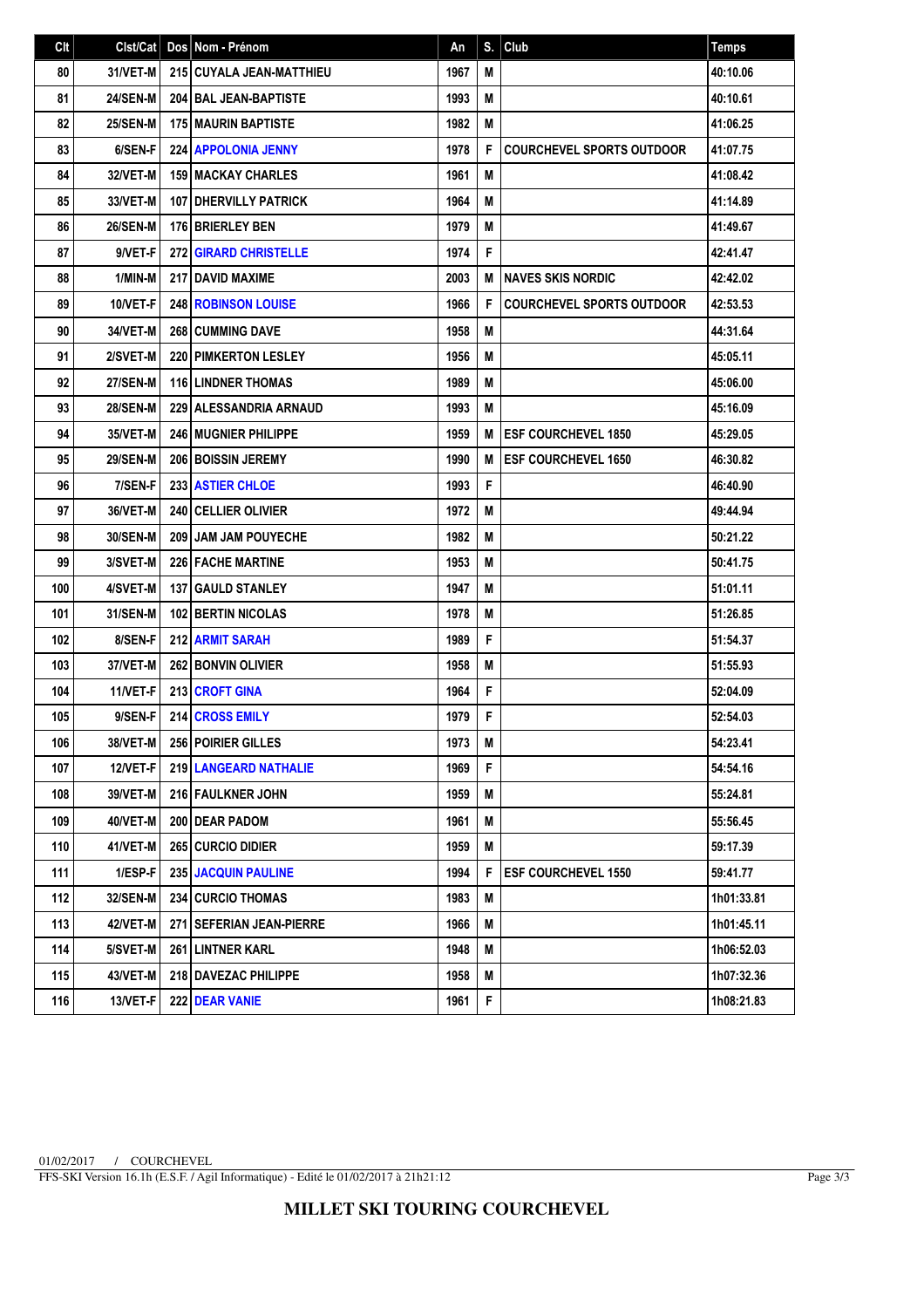| Clt | Clst/Cat | Dos | Nom - Prénom | An | S. | Club | Temps |
|---|---|---|---|---|---|---|---|
| 80 | 31/VET-M | 215 | CUYALA JEAN-MATTHIEU | 1967 | M | | 40:10.06 |
| 81 | 24/SEN-M | 204 | BAL JEAN-BAPTISTE | 1993 | M | | 40:10.61 |
| 82 | 25/SEN-M | 175 | MAURIN BAPTISTE | 1982 | M | | 41:06.25 |
| 83 | 6/SEN-F | 224 | APPOLONIA JENNY | 1978 | F | COURCHEVEL SPORTS OUTDOOR | 41:07.75 |
| 84 | 32/VET-M | 159 | MACKAY CHARLES | 1961 | M | | 41:08.42 |
| 85 | 33/VET-M | 107 | DHERVILLY PATRICK | 1964 | M | | 41:14.89 |
| 86 | 26/SEN-M | 176 | BRIERLEY BEN | 1979 | M | | 41:49.67 |
| 87 | 9/VET-F | 272 | GIRARD CHRISTELLE | 1974 | F | | 42:41.47 |
| 88 | 1/MIN-M | 217 | DAVID MAXIME | 2003 | M | NAVES SKIS NORDIC | 42:42.02 |
| 89 | 10/VET-F | 248 | ROBINSON LOUISE | 1966 | F | COURCHEVEL SPORTS OUTDOOR | 42:53.53 |
| 90 | 34/VET-M | 268 | CUMMING DAVE | 1958 | M | | 44:31.64 |
| 91 | 2/SVET-M | 220 | PIMKERTON LESLEY | 1956 | M | | 45:05.11 |
| 92 | 27/SEN-M | 116 | LINDNER THOMAS | 1989 | M | | 45:06.00 |
| 93 | 28/SEN-M | 229 | ALESSANDRIA ARNAUD | 1993 | M | | 45:16.09 |
| 94 | 35/VET-M | 246 | MUGNIER PHILIPPE | 1959 | M | ESF COURCHEVEL 1850 | 45:29.05 |
| 95 | 29/SEN-M | 206 | BOISSIN JEREMY | 1990 | M | ESF COURCHEVEL 1650 | 46:30.82 |
| 96 | 7/SEN-F | 233 | ASTIER CHLOE | 1993 | F | | 46:40.90 |
| 97 | 36/VET-M | 240 | CELLIER OLIVIER | 1972 | M | | 49:44.94 |
| 98 | 30/SEN-M | 209 | JAM JAM POUYECHE | 1982 | M | | 50:21.22 |
| 99 | 3/SVET-M | 226 | FACHE MARTINE | 1953 | M | | 50:41.75 |
| 100 | 4/SVET-M | 137 | GAULD STANLEY | 1947 | M | | 51:01.11 |
| 101 | 31/SEN-M | 102 | BERTIN NICOLAS | 1978 | M | | 51:26.85 |
| 102 | 8/SEN-F | 212 | ARMIT SARAH | 1989 | F | | 51:54.37 |
| 103 | 37/VET-M | 262 | BONVIN OLIVIER | 1958 | M | | 51:55.93 |
| 104 | 11/VET-F | 213 | CROFT GINA | 1964 | F | | 52:04.09 |
| 105 | 9/SEN-F | 214 | CROSS EMILY | 1979 | F | | 52:54.03 |
| 106 | 38/VET-M | 256 | POIRIER GILLES | 1973 | M | | 54:23.41 |
| 107 | 12/VET-F | 219 | LANGEARD NATHALIE | 1969 | F | | 54:54.16 |
| 108 | 39/VET-M | 216 | FAULKNER JOHN | 1959 | M | | 55:24.81 |
| 109 | 40/VET-M | 200 | DEAR PADOM | 1961 | M | | 55:56.45 |
| 110 | 41/VET-M | 265 | CURCIO DIDIER | 1959 | M | | 59:17.39 |
| 111 | 1/ESP-F | 235 | JACQUIN PAULINE | 1994 | F | ESF COURCHEVEL 1550 | 59:41.77 |
| 112 | 32/SEN-M | 234 | CURCIO THOMAS | 1983 | M | | 1h01:33.81 |
| 113 | 42/VET-M | 271 | SEFERIAN JEAN-PIERRE | 1966 | M | | 1h01:45.11 |
| 114 | 5/SVET-M | 261 | LINTNER KARL | 1948 | M | | 1h06:52.03 |
| 115 | 43/VET-M | 218 | DAVEZAC PHILIPPE | 1958 | M | | 1h07:32.36 |
| 116 | 13/VET-F | 222 | DEAR VANIE | 1961 | F | | 1h08:21.83 |

01/02/2017 / COURCHEVEL

FFS-SKI Version 16.1h (E.S.F. / Agil Informatique) - Edité le 01/02/2017 à 21h21:12

**MILLET SKI TOURING COURCHEVEL**